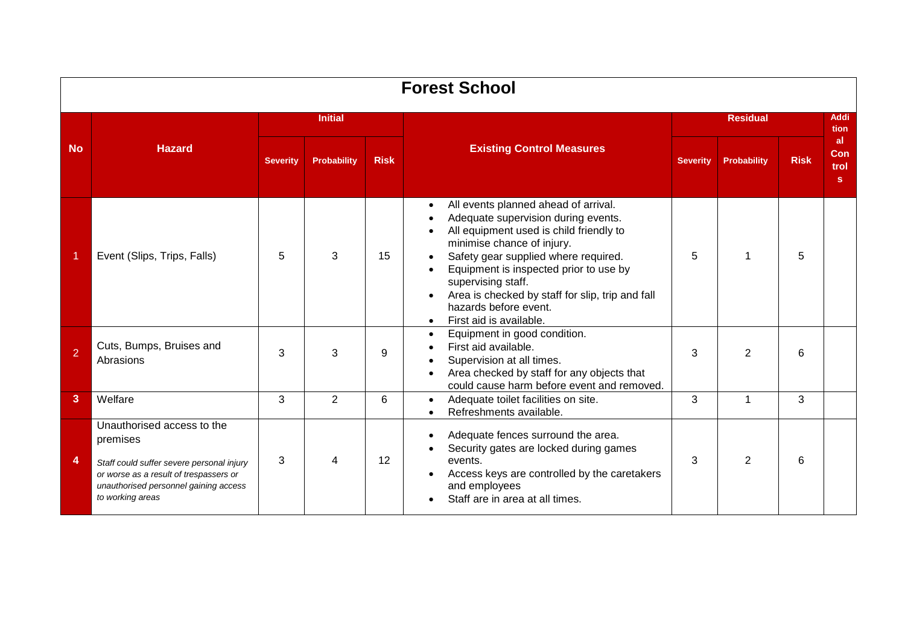# Forest School

| No | Hazard | Initial | | | Existing Control Measures | Residual | | | Additional Controls |
|---|---|---|---|---|---|---|---|---|---|
| | | Severity | Probability | Risk | | Severity | Probability | Risk | |
| 1 | Event (Slips, Trips, Falls) | 5 | 3 | 15 | • All events planned ahead of arrival.<br>• Adequate supervision during events.<br>• All equipment used is child friendly to minimise chance of injury.<br>• Safety gear supplied where required.<br>• Equipment is inspected prior to use by supervising staff.<br>• Area is checked by staff for slip, trip and fall hazards before event.<br>• First aid is available. | 5 | 1 | 5 | |
| 2 | Cuts, Bumps, Bruises and Abrasions | 3 | 3 | 9 | • Equipment in good condition.<br>• First aid available.<br>• Supervision at all times.<br>• Area checked by staff for any objects that could cause harm before event and removed. | 3 | 2 | 6 | |
| 3 | Welfare | 3 | 2 | 6 | • Adequate toilet facilities on site.<br>• Refreshments available. | 3 | 1 | 3 | |
| 4 | Unauthorised access to the premises<br>*Staff could suffer severe personal injury or worse as a result of trespassers or unauthorised personnel gaining access to working areas* | 3 | 4 | 12 | • Adequate fences surround the area.<br>• Security gates are locked during games events.<br>• Access keys are controlled by the caretakers and employees<br>• Staff are in area at all times. | 3 | 2 | 6 | |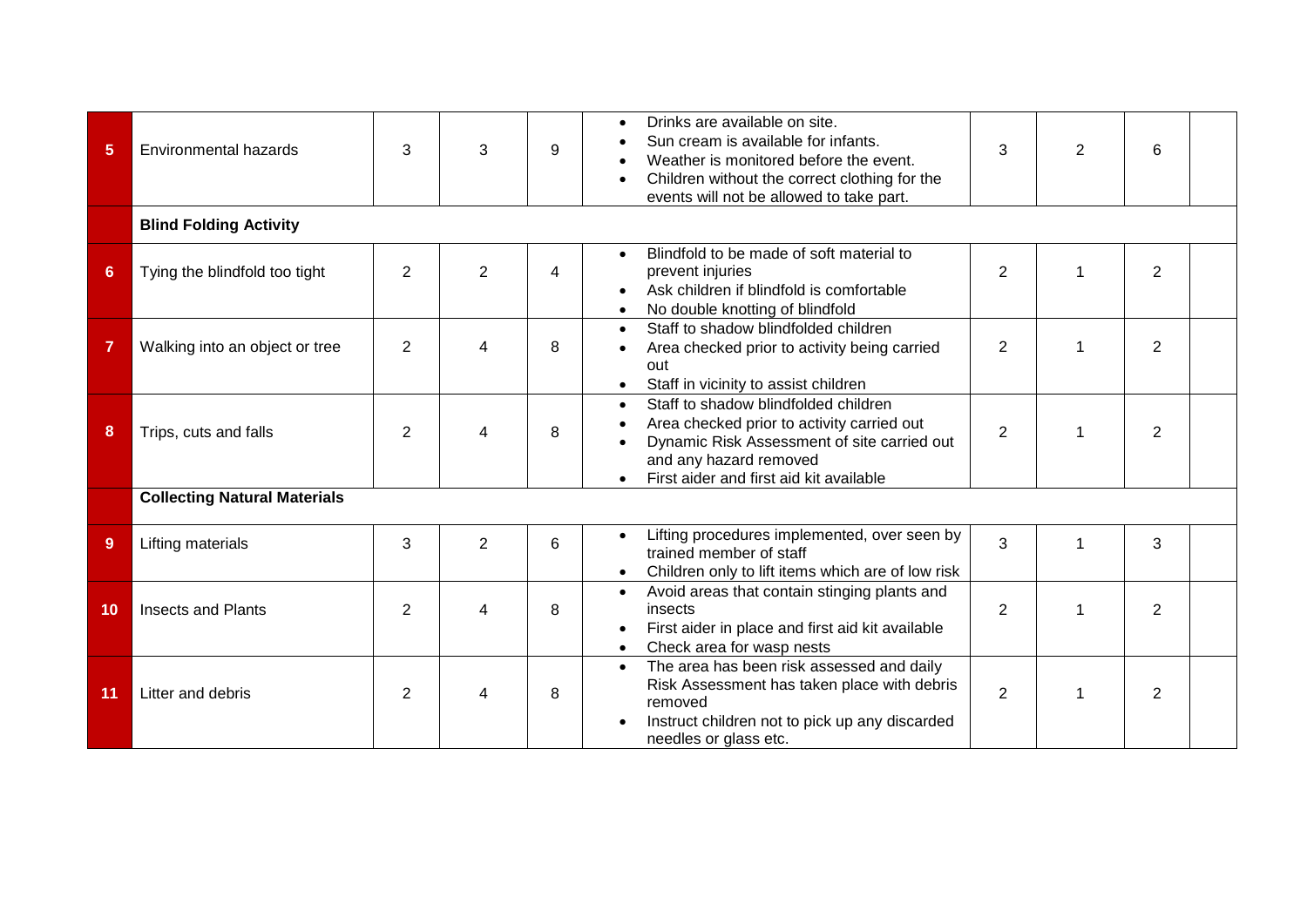| | | | | | | | | | |
|---|---|---|---|---|---|---|---|---|---|
| 5 | Environmental hazards | 3 | 3 | 9 | • Drinks are available on site.<br>• Sun cream is available for infants.<br>• Weather is monitored before the event.<br>• Children without the correct clothing for the events will not be allowed to take part. | 3 | 2 | 6 | |
| | **Blind Folding Activity** | | | | | | | | |
| 6 | Tying the blindfold too tight | 2 | 2 | 4 | • Blindfold to be made of soft material to prevent injuries<br>• Ask children if blindfold is comfortable<br>• No double knotting of blindfold | 2 | 1 | 2 | |
| 7 | Walking into an object or tree | 2 | 4 | 8 | • Staff to shadow blindfolded children<br>• Area checked prior to activity being carried out<br>• Staff in vicinity to assist children | 2 | 1 | 2 | |
| 8 | Trips, cuts and falls | 2 | 4 | 8 | • Staff to shadow blindfolded children<br>• Area checked prior to activity carried out<br>• Dynamic Risk Assessment of site carried out and any hazard removed<br>• First aider and first aid kit available | 2 | 1 | 2 | |
| | **Collecting Natural Materials** | | | | | | | | |
| 9 | Lifting materials | 3 | 2 | 6 | • Lifting procedures implemented, over seen by trained member of staff<br>• Children only to lift items which are of low risk | 3 | 1 | 3 | |
| 10 | Insects and Plants | 2 | 4 | 8 | • Avoid areas that contain stinging plants and insects<br>• First aider in place and first aid kit available<br>• Check area for wasp nests | 2 | 1 | 2 | |
| 11 | Litter and debris | 2 | 4 | 8 | • The area has been risk assessed and daily Risk Assessment has taken place with debris removed<br>• Instruct children not to pick up any discarded needles or glass etc. | 2 | 1 | 2 | |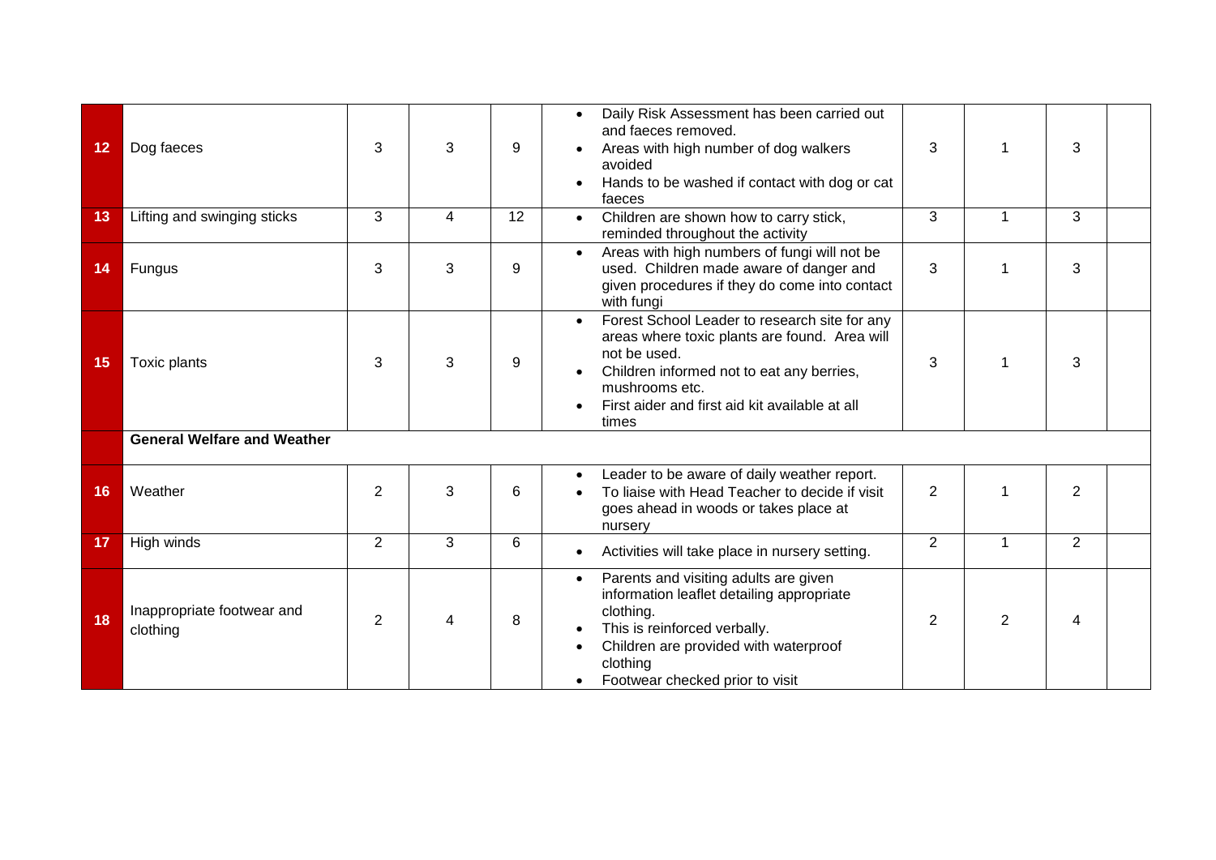| | | | | | | | | | |
|---|---|---|---|---|---|---|---|---|---|
| 12 | Dog faeces | 3 | 3 | 9 | • Daily Risk Assessment has been carried out and faeces removed.<br>• Areas with high number of dog walkers avoided<br>• Hands to be washed if contact with dog or cat faeces | 3 | 1 | 3 | |
| 13 | Lifting and swinging sticks | 3 | 4 | 12 | • Children are shown how to carry stick, reminded throughout the activity | 3 | 1 | 3 | |
| 14 | Fungus | 3 | 3 | 9 | • Areas with high numbers of fungi will not be used. Children made aware of danger and given procedures if they do come into contact with fungi | 3 | 1 | 3 | |
| 15 | Toxic plants | 3 | 3 | 9 | • Forest School Leader to research site for any areas where toxic plants are found. Area will not be used.<br>• Children informed not to eat any berries, mushrooms etc.<br>• First aider and first aid kit available at all times | 3 | 1 | 3 | |
| | **General Welfare and Weather** | | | | | | | | |
| 16 | Weather | 2 | 3 | 6 | • Leader to be aware of daily weather report.<br>• To liaise with Head Teacher to decide if visit goes ahead in woods or takes place at nursery | 2 | 1 | 2 | |
| 17 | High winds | 2 | 3 | 6 | • Activities will take place in nursery setting. | 2 | 1 | 2 | |
| 18 | Inappropriate footwear and clothing | 2 | 4 | 8 | • Parents and visiting adults are given information leaflet detailing appropriate clothing.<br>• This is reinforced verbally.<br>• Children are provided with waterproof clothing<br>• Footwear checked prior to visit | 2 | 2 | 4 | |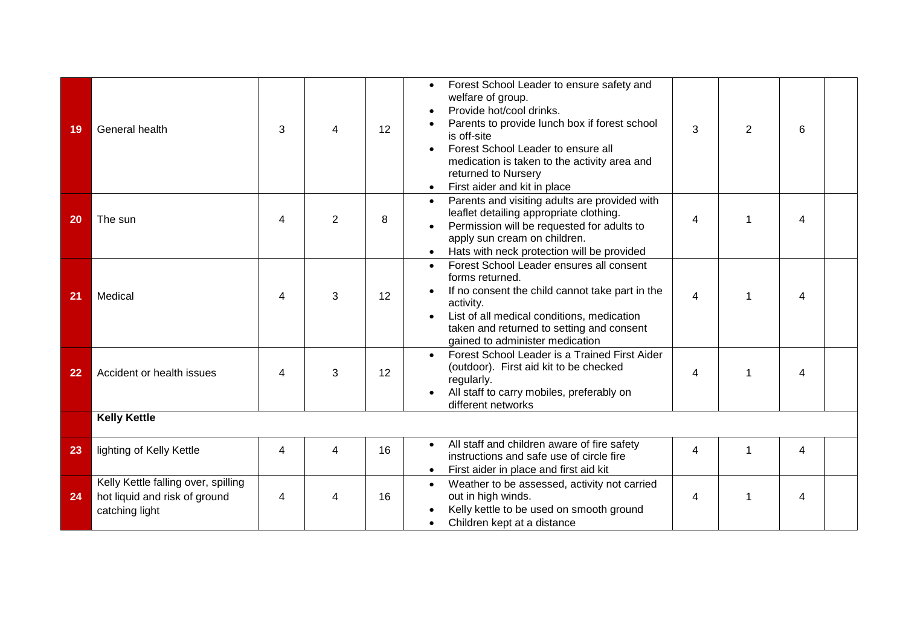| | | | | | | | | | |
|---|---|---|---|---|---|---|---|---|---|
| **19** | General health | 3 | 4 | 12 | • Forest School Leader to ensure safety and welfare of group.<br>• Provide hot/cool drinks.<br>• Parents to provide lunch box if forest school is off-site<br>• Forest School Leader to ensure all medication is taken to the activity area and returned to Nursery<br>• First aider and kit in place | 3 | 2 | 6 | |
| **20** | The sun | 4 | 2 | 8 | • Parents and visiting adults are provided with leaflet detailing appropriate clothing.<br>• Permission will be requested for adults to apply sun cream on children.<br>• Hats with neck protection will be provided | 4 | 1 | 4 | |
| **21** | Medical | 4 | 3 | 12 | • Forest School Leader ensures all consent forms returned.<br>• If no consent the child cannot take part in the activity.<br>• List of all medical conditions, medication taken and returned to setting and consent gained to administer medication | 4 | 1 | 4 | |
| **22** | Accident or health issues | 4 | 3 | 12 | • Forest School Leader is a Trained First Aider (outdoor). First aid kit to be checked regularly.<br>• All staff to carry mobiles, preferably on different networks | 4 | 1 | 4 | |
| | **Kelly Kettle** | | | | | | | | |
| **23** | lighting of Kelly Kettle | 4 | 4 | 16 | • All staff and children aware of fire safety instructions and safe use of circle fire<br>• First aider in place and first aid kit | 4 | 1 | 4 | |
| **24** | Kelly Kettle falling over, spilling hot liquid and risk of ground catching light | 4 | 4 | 16 | • Weather to be assessed, activity not carried out in high winds.<br>• Kelly kettle to be used on smooth ground<br>• Children kept at a distance | 4 | 1 | 4 | |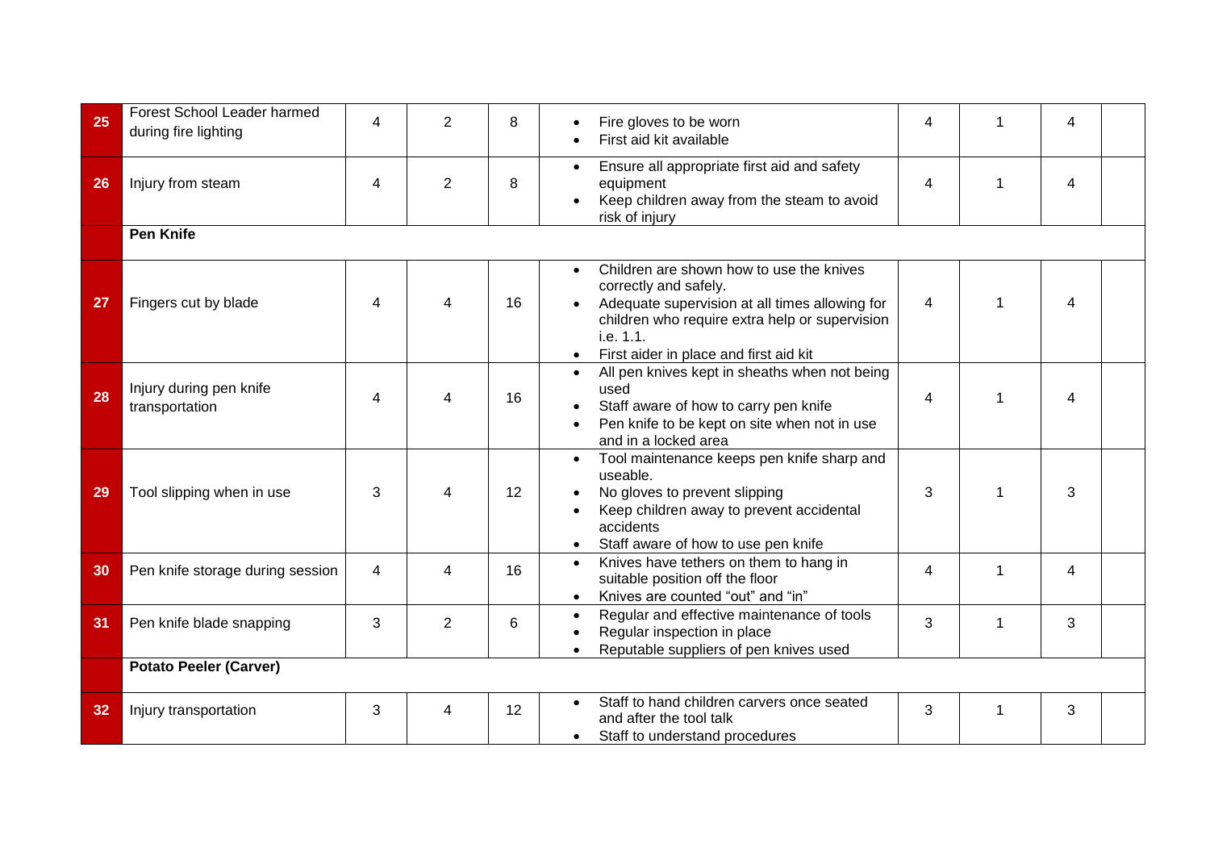| 25 | Forest School Leader harmed during fire lighting | 4 | 2 | 8 | • Fire gloves to be worn<br>• First aid kit available | 4 | 1 | 4 | |
|---|---|---|---|---|---|---|---|---|---|
| 26 | Injury from steam | 4 | 2 | 8 | • Ensure all appropriate first aid and safety equipment<br>• Keep children away from the steam to avoid risk of injury | 4 | 1 | 4 | |
| | **Pen Knife** | | | | | | | | |
| 27 | Fingers cut by blade | 4 | 4 | 16 | • Children are shown how to use the knives correctly and safely.<br>• Adequate supervision at all times allowing for children who require extra help or supervision i.e. 1.1.<br>• First aider in place and first aid kit | 4 | 1 | 4 | |
| 28 | Injury during pen knife transportation | 4 | 4 | 16 | • All pen knives kept in sheaths when not being used<br>• Staff aware of how to carry pen knife<br>• Pen knife to be kept on site when not in use and in a locked area | 4 | 1 | 4 | |
| 29 | Tool slipping when in use | 3 | 4 | 12 | • Tool maintenance keeps pen knife sharp and useable.<br>• No gloves to prevent slipping<br>• Keep children away to prevent accidental accidents<br>• Staff aware of how to use pen knife | 3 | 1 | 3 | |
| 30 | Pen knife storage during session | 4 | 4 | 16 | • Knives have tethers on them to hang in suitable position off the floor<br>• Knives are counted "out" and "in" | 4 | 1 | 4 | |
| 31 | Pen knife blade snapping | 3 | 2 | 6 | • Regular and effective maintenance of tools<br>• Regular inspection in place<br>• Reputable suppliers of pen knives used | 3 | 1 | 3 | |
| | **Potato Peeler (Carver)** | | | | | | | | |
| 32 | Injury transportation | 3 | 4 | 12 | • Staff to hand children carvers once seated and after the tool talk<br>• Staff to understand procedures | 3 | 1 | 3 | |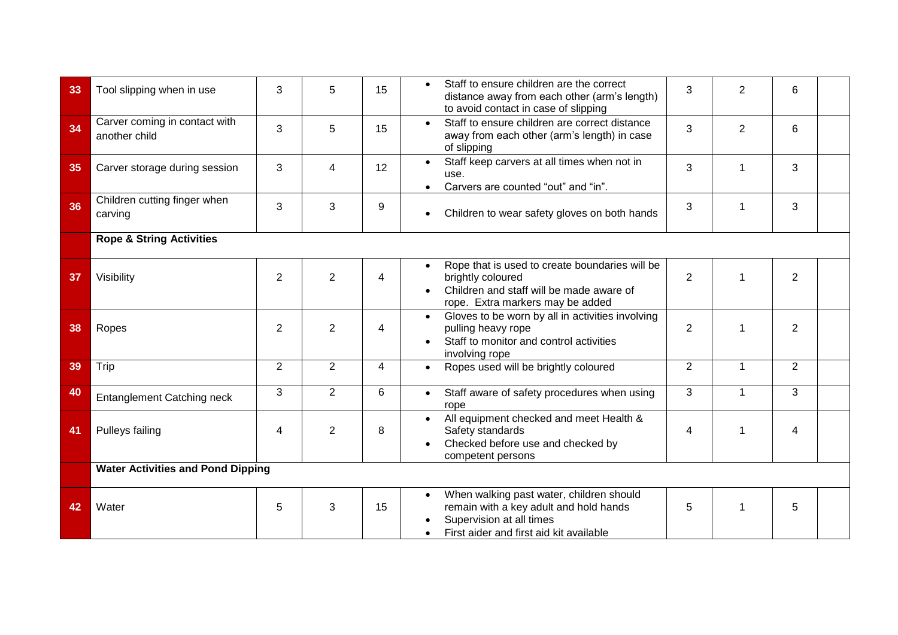| | | | | | | | | | |
|---|---|---|---|---|---|---|---|---|---|
| 33 | Tool slipping when in use | 3 | 5 | 15 | • Staff to ensure children are the correct distance away from each other (arm's length) to avoid contact in case of slipping | 3 | 2 | 6 | |
| 34 | Carver coming in contact with another child | 3 | 5 | 15 | • Staff to ensure children are correct distance away from each other (arm's length) in case of slipping | 3 | 2 | 6 | |
| 35 | Carver storage during session | 3 | 4 | 12 | • Staff keep carvers at all times when not in use.<br>• Carvers are counted "out" and "in". | 3 | 1 | 3 | |
| 36 | Children cutting finger when carving | 3 | 3 | 9 | • Children to wear safety gloves on both hands | 3 | 1 | 3 | |
| | **Rope & String Activities** | | | | | | | | |
| 37 | Visibility | 2 | 2 | 4 | • Rope that is used to create boundaries will be brightly coloured<br>• Children and staff will be made aware of rope. Extra markers may be added | 2 | 1 | 2 | |
| 38 | Ropes | 2 | 2 | 4 | • Gloves to be worn by all in activities involving pulling heavy rope<br>• Staff to monitor and control activities involving rope | 2 | 1 | 2 | |
| 39 | Trip | 2 | 2 | 4 | • Ropes used will be brightly coloured | 2 | 1 | 2 | |
| 40 | Entanglement Catching neck | 3 | 2 | 6 | • Staff aware of safety procedures when using rope | 3 | 1 | 3 | |
| 41 | Pulleys failing | 4 | 2 | 8 | • All equipment checked and meet Health & Safety standards<br>• Checked before use and checked by competent persons | 4 | 1 | 4 | |
| | **Water Activities and Pond Dipping** | | | | | | | | |
| 42 | Water | 5 | 3 | 15 | • When walking past water, children should remain with a key adult and hold hands<br>• Supervision at all times<br>• First aider and first aid kit available | 5 | 1 | 5 | |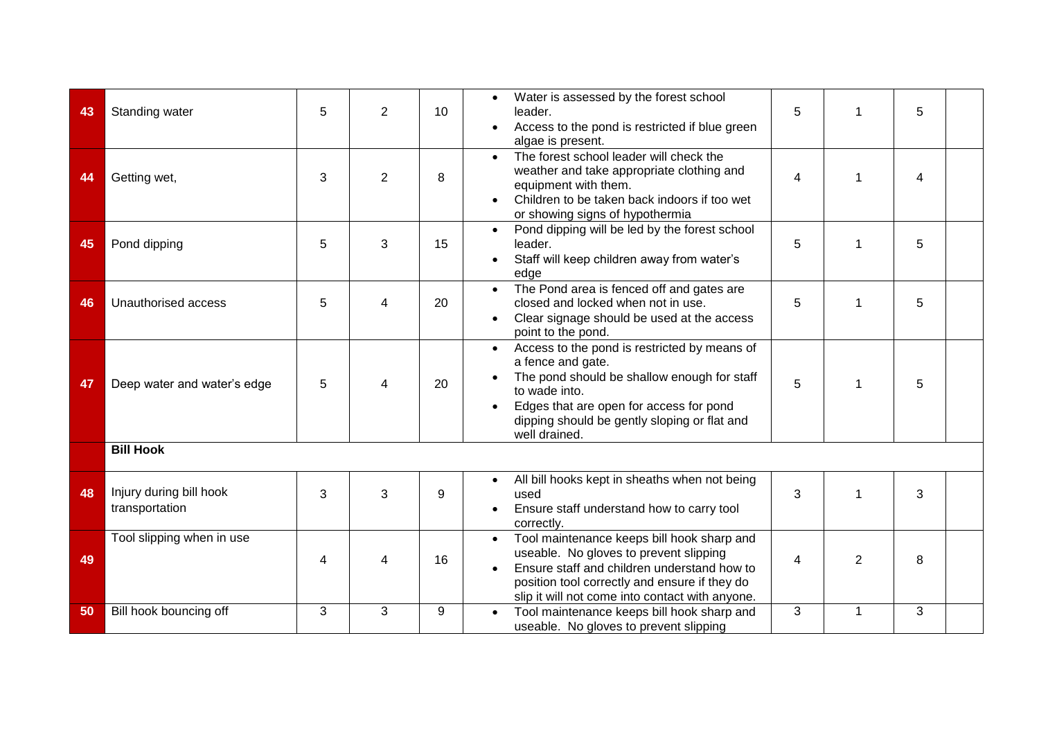| | | | | | | | | | |
|---|---|---|---|---|---|---|---|---|---|
| 43 | Standing water | 5 | 2 | 10 | • Water is assessed by the forest school leader.<br>• Access to the pond is restricted if blue green algae is present. | 5 | 1 | 5 | |
| 44 | Getting wet, | 3 | 2 | 8 | • The forest school leader will check the weather and take appropriate clothing and equipment with them.<br>• Children to be taken back indoors if too wet or showing signs of hypothermia | 4 | 1 | 4 | |
| 45 | Pond dipping | 5 | 3 | 15 | • Pond dipping will be led by the forest school leader.<br>• Staff will keep children away from water's edge | 5 | 1 | 5 | |
| 46 | Unauthorised access | 5 | 4 | 20 | • The Pond area is fenced off and gates are closed and locked when not in use.<br>• Clear signage should be used at the access point to the pond. | 5 | 1 | 5 | |
| 47 | Deep water and water's edge | 5 | 4 | 20 | • Access to the pond is restricted by means of a fence and gate.<br>• The pond should be shallow enough for staff to wade into.<br>• Edges that are open for access for pond dipping should be gently sloping or flat and well drained. | 5 | 1 | 5 | |
| | **Bill Hook** | | | | | | | | |
| 48 | Injury during bill hook transportation | 3 | 3 | 9 | • All bill hooks kept in sheaths when not being used<br>• Ensure staff understand how to carry tool correctly. | 3 | 1 | 3 | |
| 49 | Tool slipping when in use | 4 | 4 | 16 | • Tool maintenance keeps bill hook sharp and useable. No gloves to prevent slipping<br>• Ensure staff and children understand how to position tool correctly and ensure if they do slip it will not come into contact with anyone. | 4 | 2 | 8 | |
| 50 | Bill hook bouncing off | 3 | 3 | 9 | • Tool maintenance keeps bill hook sharp and useable. No gloves to prevent slipping | 3 | 1 | 3 | |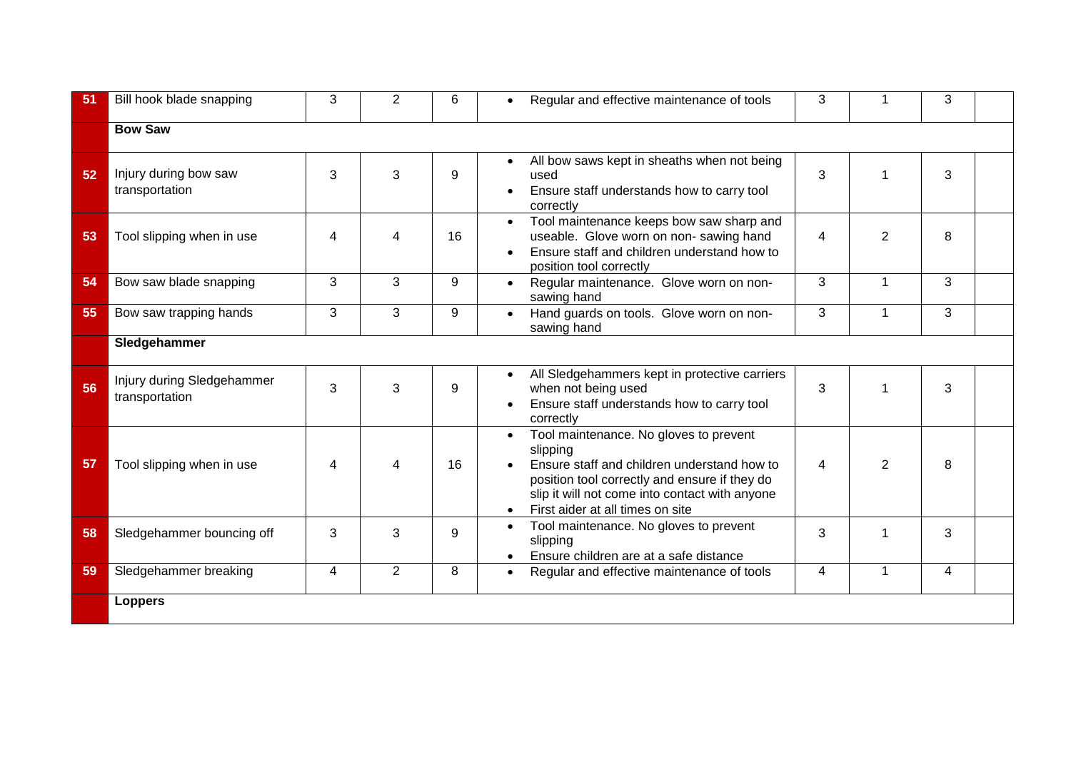| | | | | | | | | | |
|---|---|---|---|---|---|---|---|---|---|
| 51 | Bill hook blade snapping | 3 | 2 | 6 | • Regular and effective maintenance of tools | 3 | 1 | 3 | |
| | **Bow Saw** | | | | | | | | |
| 52 | Injury during bow saw transportation | 3 | 3 | 9 | • All bow saws kept in sheaths when not being used<br>• Ensure staff understands how to carry tool correctly | 3 | 1 | 3 | |
| 53 | Tool slipping when in use | 4 | 4 | 16 | • Tool maintenance keeps bow saw sharp and useable. Glove worn on non- sawing hand<br>• Ensure staff and children understand how to position tool correctly | 4 | 2 | 8 | |
| 54 | Bow saw blade snapping | 3 | 3 | 9 | • Regular maintenance. Glove worn on non-sawing hand | 3 | 1 | 3 | |
| 55 | Bow saw trapping hands | 3 | 3 | 9 | • Hand guards on tools. Glove worn on non-sawing hand | 3 | 1 | 3 | |
| | **Sledgehammer** | | | | | | | | |
| 56 | Injury during Sledgehammer transportation | 3 | 3 | 9 | • All Sledgehammers kept in protective carriers when not being used<br>• Ensure staff understands how to carry tool correctly | 3 | 1 | 3 | |
| 57 | Tool slipping when in use | 4 | 4 | 16 | • Tool maintenance. No gloves to prevent slipping<br>• Ensure staff and children understand how to position tool correctly and ensure if they do slip it will not come into contact with anyone<br>• First aider at all times on site | 4 | 2 | 8 | |
| 58 | Sledgehammer bouncing off | 3 | 3 | 9 | • Tool maintenance. No gloves to prevent slipping<br>• Ensure children are at a safe distance | 3 | 1 | 3 | |
| 59 | Sledgehammer breaking | 4 | 2 | 8 | • Regular and effective maintenance of tools | 4 | 1 | 4 | |
| | **Loppers** | | | | | | | | |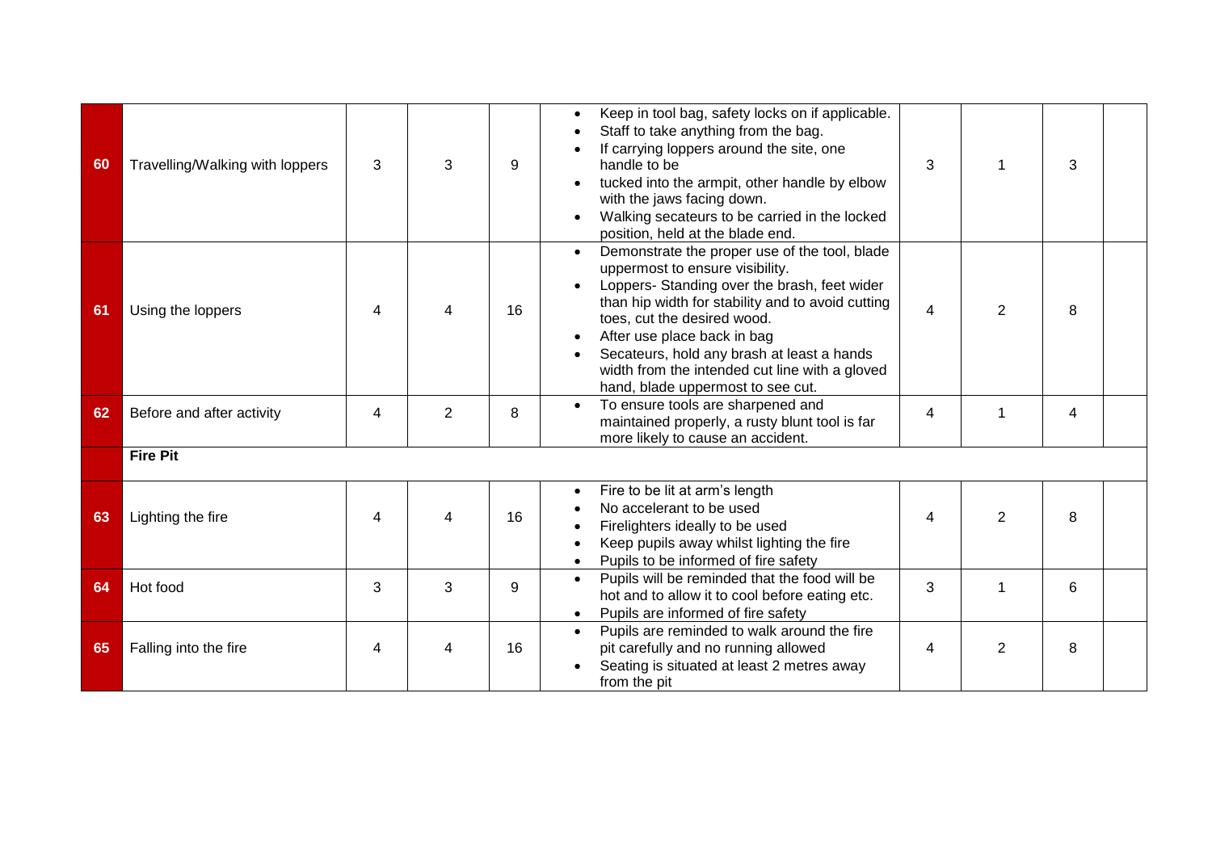| | | | | | | | | | |
|---|---|---|---|---|---|---|---|---|---|
| 60 | Travelling/Walking with loppers | 3 | 3 | 9 | • Keep in tool bag, safety locks on if applicable.<br>• Staff to take anything from the bag.<br>• If carrying loppers around the site, one handle to be<br>• tucked into the armpit, other handle by elbow with the jaws facing down.<br>• Walking secateurs to be carried in the locked position, held at the blade end. | 3 | 1 | 3 | |
| 61 | Using the loppers | 4 | 4 | 16 | • Demonstrate the proper use of the tool, blade uppermost to ensure visibility.<br>• Loppers- Standing over the brash, feet wider than hip width for stability and to avoid cutting toes, cut the desired wood.<br>• After use place back in bag<br>• Secateurs, hold any brash at least a hands width from the intended cut line with a gloved hand, blade uppermost to see cut. | 4 | 2 | 8 | |
| 62 | Before and after activity | 4 | 2 | 8 | • To ensure tools are sharpened and maintained properly, a rusty blunt tool is far more likely to cause an accident. | 4 | 1 | 4 | |
| | **Fire Pit** | | | | | | | | |
| 63 | Lighting the fire | 4 | 4 | 16 | • Fire to be lit at arm's length<br>• No accelerant to be used<br>• Firelighters ideally to be used<br>• Keep pupils away whilst lighting the fire<br>• Pupils to be informed of fire safety | 4 | 2 | 8 | |
| 64 | Hot food | 3 | 3 | 9 | • Pupils will be reminded that the food will be hot and to allow it to cool before eating etc.<br>• Pupils are informed of fire safety | 3 | 1 | 6 | |
| 65 | Falling into the fire | 4 | 4 | 16 | • Pupils are reminded to walk around the fire pit carefully and no running allowed<br>• Seating is situated at least 2 metres away from the pit | 4 | 2 | 8 | |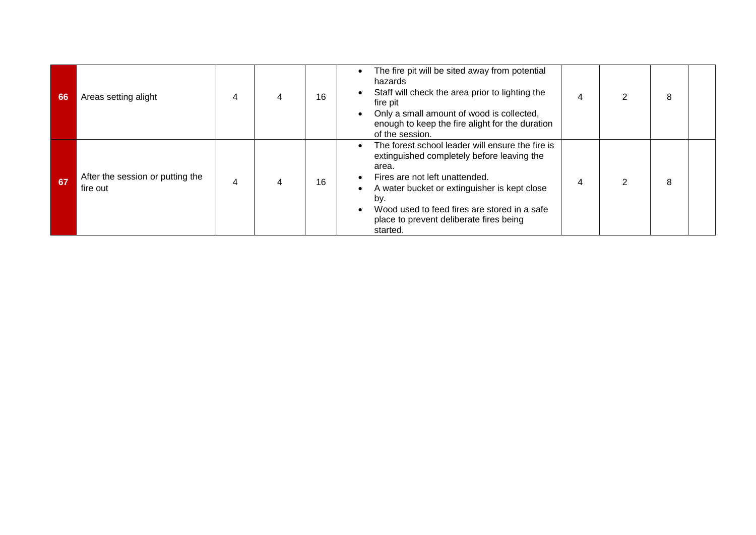| | | | | | | | | | |
|---|---|---|---|---|---|---|---|---|---|
| 66 | Areas setting alight | 4 | 4 | 16 | • The fire pit will be sited away from potential hazards<br>• Staff will check the area prior to lighting the fire pit<br>• Only a small amount of wood is collected, enough to keep the fire alight for the duration of the session. | 4 | 2 | 8 | |
| 67 | After the session or putting the fire out | 4 | 4 | 16 | • The forest school leader will ensure the fire is extinguished completely before leaving the area.<br>• Fires are not left unattended.<br>• A water bucket or extinguisher is kept close by.<br>• Wood used to feed fires are stored in a safe place to prevent deliberate fires being started. | 4 | 2 | 8 | |